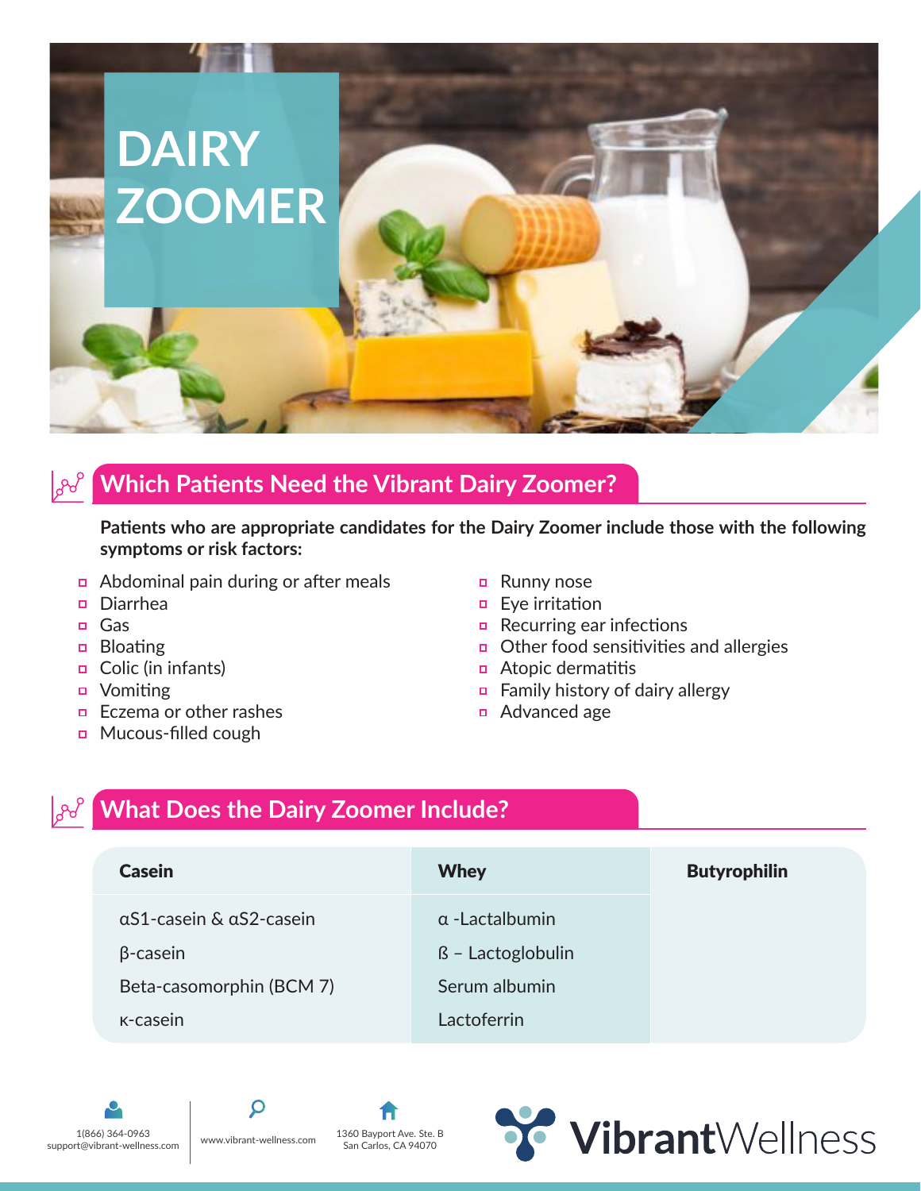# DAIRY ZOOMER

## Which Patients Need the Vibrant Dairy Zoomer?

**Patients who are appropriate candidates for the Dairy Zoomer include those with the following symptoms or risk factors:**

- Abdominal pain during or after meals
- Diarrhea
- Gas
- Bloating
- Colic (in infants)
- Vomiting
- Eczema or other rashes
- Mucous-filled cough
- Runny nose
- Eye irritation
- Recurring ear infections
- Other food sensitivities and allergies
- Atopic dermatitis
- Family history of dairy allergy
- Advanced age

## What Does the Dairy Zoomer Include?

| Casein | Whey | Butyrophilin |
|---|---|---|
| αS1-casein & αS2-casein | α -Lactalbumin | |
| β-casein | ß – Lactoglobulin | |
| Beta-casomorphin (BCM 7) | Serum albumin | |
| κ-casein | Lactoferrin | |

1(866) 364-0963
support@vibrant-wellness.com

www.vibrant-wellness.com

1360 Bayport Ave. Ste. B
San Carlos, CA 94070

VibrantWellness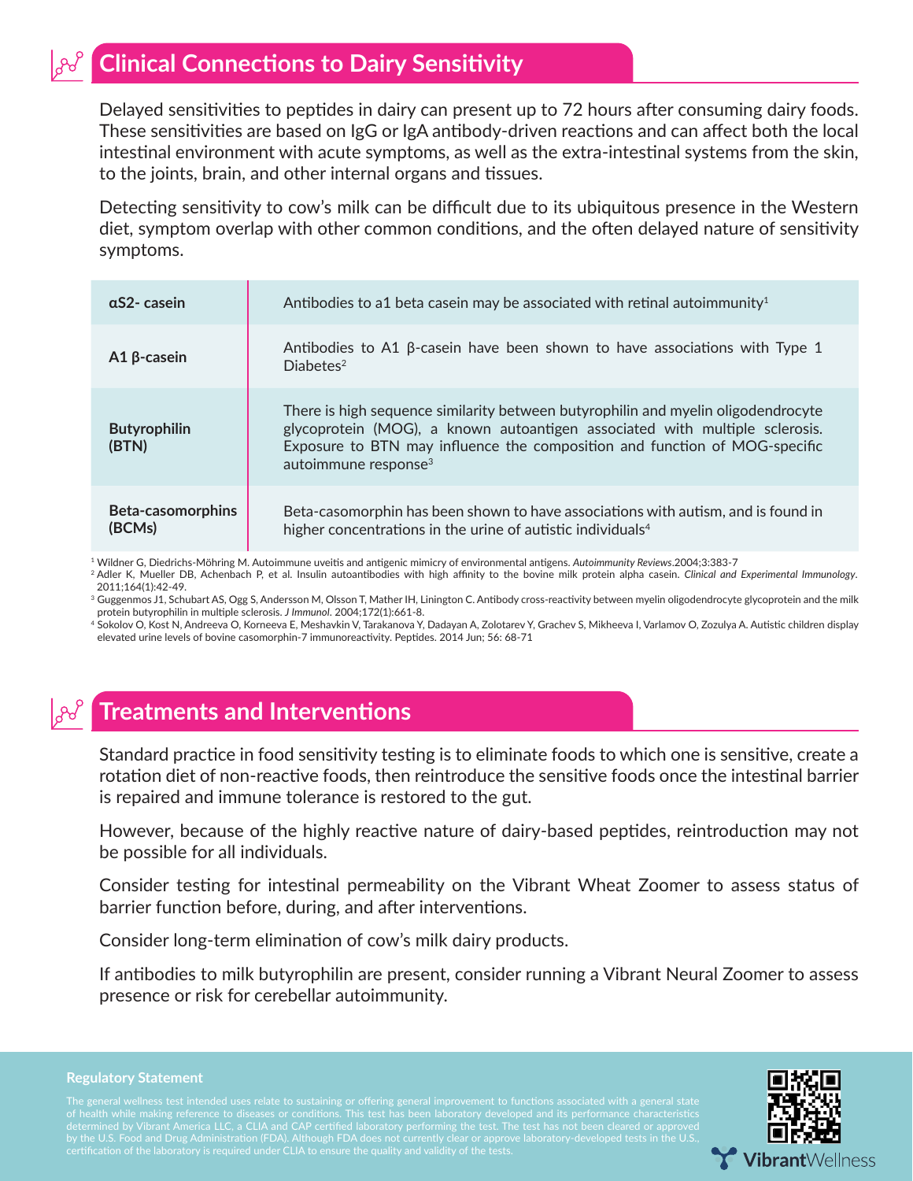## Clinical Connections to Dairy Sensitivity

Delayed sensitivities to peptides in dairy can present up to 72 hours after consuming dairy foods. These sensitivities are based on IgG or IgA antibody-driven reactions and can affect both the local intestinal environment with acute symptoms, as well as the extra-intestinal systems from the skin, to the joints, brain, and other internal organs and tissues.

Detecting sensitivity to cow's milk can be difficult due to its ubiquitous presence in the Western diet, symptom overlap with other common conditions, and the often delayed nature of sensitivity symptoms.

| | |
|---|---|
| **αS2- casein** | Antibodies to a1 beta casein may be associated with retinal autoimmunity[1] |
| **A1 β-casein** | Antibodies to A1 β-casein have been shown to have associations with Type 1 Diabetes[2] |
| **Butyrophilin (BTN)** | There is high sequence similarity between butyrophilin and myelin oligodendrocyte glycoprotein (MOG), a known autoantigen associated with multiple sclerosis. Exposure to BTN may influence the composition and function of MOG-specific autoimmune response[3] |
| **Beta-casomorphins (BCMs)** | Beta-casomorphin has been shown to have associations with autism, and is found in higher concentrations in the urine of autistic individuals[4] |

[1] Wildner G, Diedrichs-Möhring M. Autoimmune uveitis and antigenic mimicry of environmental antigens. *Autoimmunity Reviews*.2004;3:383-7
[2] Adler K, Mueller DB, Achenbach P, et al. Insulin autoantibodies with high affinity to the bovine milk protein alpha casein. *Clinical and Experimental Immunology*. 2011;164(1):42-49.
[3] Guggenmos J1, Schubart AS, Ogg S, Andersson M, Olsson T, Mather IH, Linington C. Antibody cross-reactivity between myelin oligodendrocyte glycoprotein and the milk protein butyrophilin in multiple sclerosis. *J Immunol*. 2004;172(1):661-8.
[4] Sokolov O, Kost N, Andreeva O, Korneeva E, Meshavkin V, Tarakanova Y, Dadayan A, Zolotarev Y, Grachev S, Mikheeva I, Varlamov O, Zozulya A. Autistic children display elevated urine levels of bovine casomorphin-7 immunoreactivity. Peptides. 2014 Jun; 56: 68-71

## Treatments and Interventions

Standard practice in food sensitivity testing is to eliminate foods to which one is sensitive, create a rotation diet of non-reactive foods, then reintroduce the sensitive foods once the intestinal barrier is repaired and immune tolerance is restored to the gut.

However, because of the highly reactive nature of dairy-based peptides, reintroduction may not be possible for all individuals.

Consider testing for intestinal permeability on the Vibrant Wheat Zoomer to assess status of barrier function before, during, and after interventions.

Consider long-term elimination of cow's milk dairy products.

If antibodies to milk butyrophilin are present, consider running a Vibrant Neural Zoomer to assess presence or risk for cerebellar autoimmunity.

**Regulatory Statement**

The general wellness test intended uses relate to sustaining or offering general improvement to functions associated with a general state of health while making reference to diseases or conditions. This test has been laboratory developed and its performance characteristics determined by Vibrant America LLC, a CLIA and CAP certified laboratory performing the test. The test has not been cleared or approved by the U.S. Food and Drug Administration (FDA). Although FDA does not currently clear or approve laboratory-developed tests in the U.S., certification of the laboratory is required under CLIA to ensure the quality and validity of the tests.

VibrantWellness